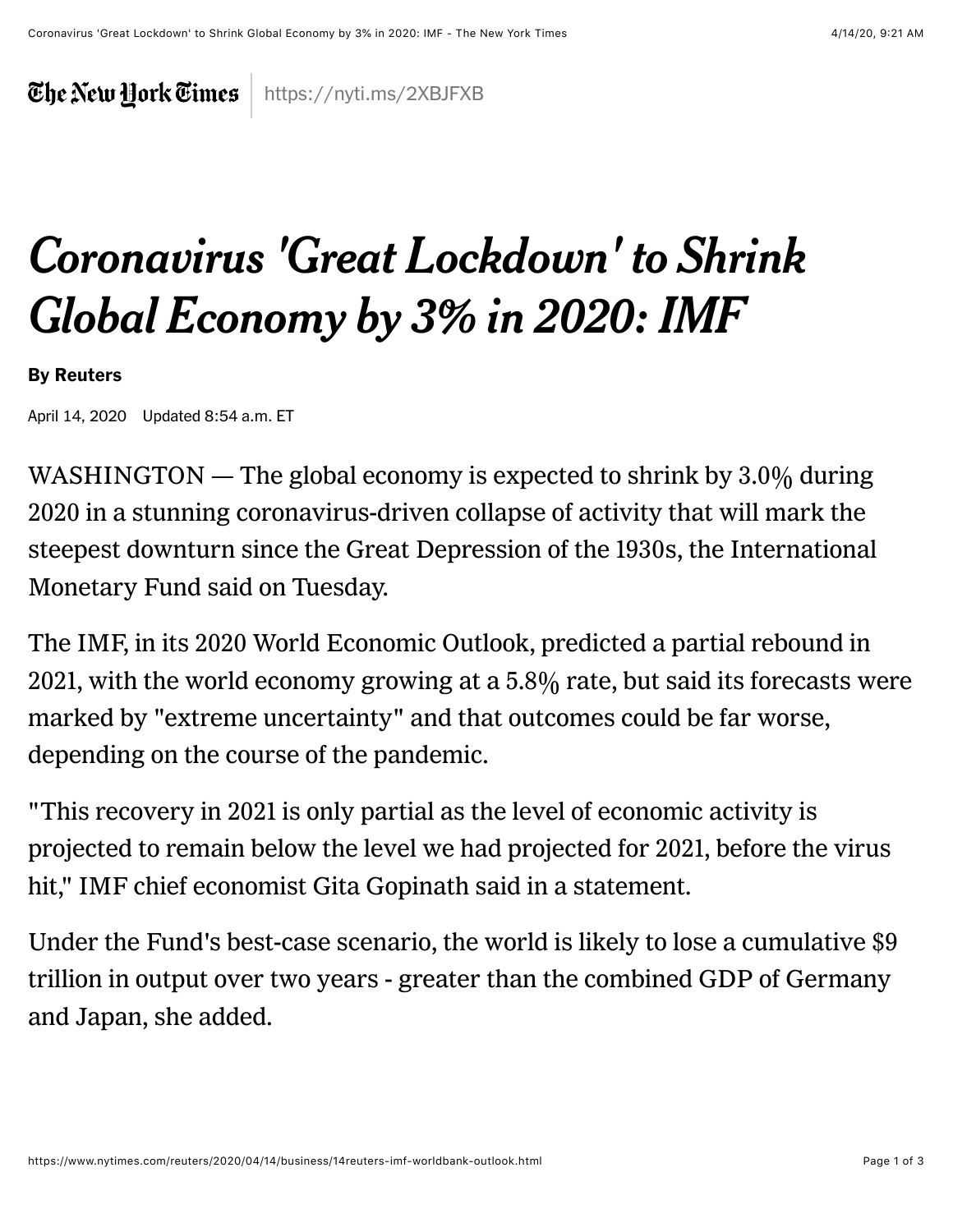The New York Times | https://nyti.ms/2XBJFXB

# *Coronavirus 'Great Lockdown' to Shrink Global Economy by 3% in 2020: IMF*

**By Reuters**

April 14, 2020 Updated 8:54 a.m. ET

WASHINGTON — The global economy is expected to shrink by 3.0% during 2020 in a stunning coronavirus-driven collapse of activity that will mark the steepest downturn since the Great Depression of the 1930s, the International Monetary Fund said on Tuesday.

The IMF, in its 2020 World Economic Outlook, predicted a partial rebound in 2021, with the world economy growing at a 5.8% rate, but said its forecasts were marked by "extreme uncertainty" and that outcomes could be far worse, depending on the course of the pandemic.

"This recovery in 2021 is only partial as the level of economic activity is projected to remain below the level we had projected for 2021, before the virus hit," IMF chief economist Gita Gopinath said in a statement.

Under the Fund's best-case scenario, the world is likely to lose a cumulative $9 trillion in output over two years - greater than the combined GDP of Germany and Japan, she added.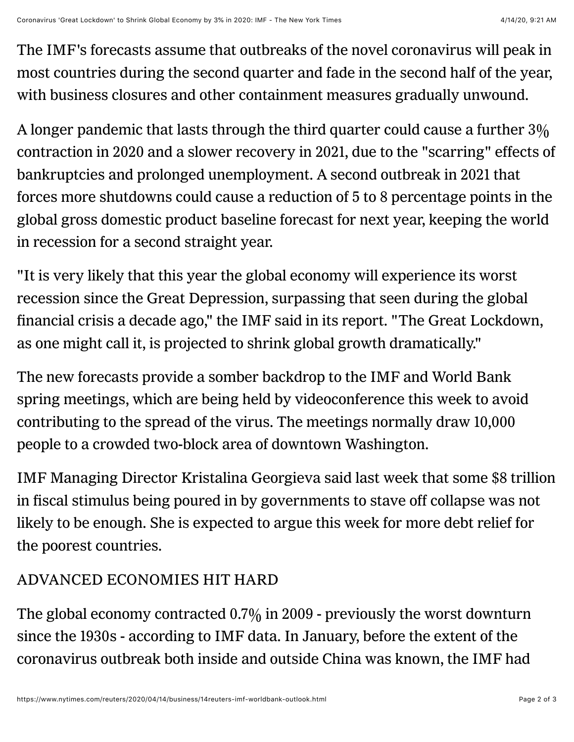The IMF's forecasts assume that outbreaks of the novel coronavirus will peak in most countries during the second quarter and fade in the second half of the year, with business closures and other containment measures gradually unwound.

A longer pandemic that lasts through the third quarter could cause a further 3% contraction in 2020 and a slower recovery in 2021, due to the "scarring" effects of bankruptcies and prolonged unemployment. A second outbreak in 2021 that forces more shutdowns could cause a reduction of 5 to 8 percentage points in the global gross domestic product baseline forecast for next year, keeping the world in recession for a second straight year.

"It is very likely that this year the global economy will experience its worst recession since the Great Depression, surpassing that seen during the global financial crisis a decade ago," the IMF said in its report. "The Great Lockdown, as one might call it, is projected to shrink global growth dramatically."

The new forecasts provide a somber backdrop to the IMF and World Bank spring meetings, which are being held by videoconference this week to avoid contributing to the spread of the virus. The meetings normally draw 10,000 people to a crowded two-block area of downtown Washington.

IMF Managing Director Kristalina Georgieva said last week that some $8 trillion in fiscal stimulus being poured in by governments to stave off collapse was not likely to be enough. She is expected to argue this week for more debt relief for the poorest countries.

ADVANCED ECONOMIES HIT HARD

The global economy contracted 0.7% in 2009 - previously the worst downturn since the 1930s - according to IMF data. In January, before the extent of the coronavirus outbreak both inside and outside China was known, the IMF had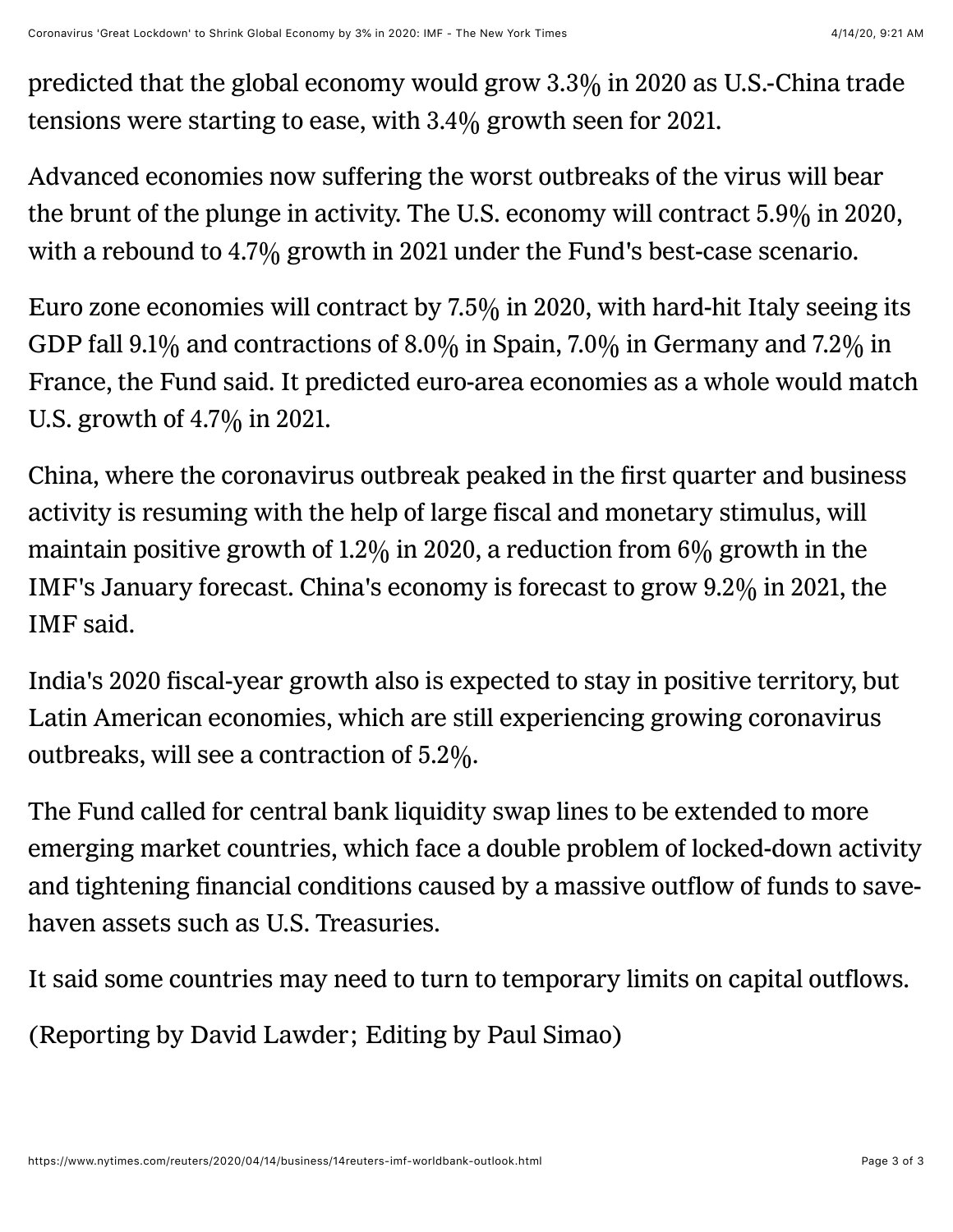predicted that the global economy would grow 3.3% in 2020 as U.S.-China trade tensions were starting to ease, with 3.4% growth seen for 2021.

Advanced economies now suffering the worst outbreaks of the virus will bear the brunt of the plunge in activity. The U.S. economy will contract 5.9% in 2020, with a rebound to 4.7% growth in 2021 under the Fund's best-case scenario.

Euro zone economies will contract by 7.5% in 2020, with hard-hit Italy seeing its GDP fall 9.1% and contractions of 8.0% in Spain, 7.0% in Germany and 7.2% in France, the Fund said. It predicted euro-area economies as a whole would match U.S. growth of 4.7% in 2021.

China, where the coronavirus outbreak peaked in the first quarter and business activity is resuming with the help of large fiscal and monetary stimulus, will maintain positive growth of 1.2% in 2020, a reduction from 6% growth in the IMF's January forecast. China's economy is forecast to grow 9.2% in 2021, the IMF said.

India's 2020 fiscal-year growth also is expected to stay in positive territory, but Latin American economies, which are still experiencing growing coronavirus outbreaks, will see a contraction of 5.2%.

The Fund called for central bank liquidity swap lines to be extended to more emerging market countries, which face a double problem of locked-down activity and tightening financial conditions caused by a massive outflow of funds to save-haven assets such as U.S. Treasuries.

It said some countries may need to turn to temporary limits on capital outflows.

(Reporting by David Lawder; Editing by Paul Simao)